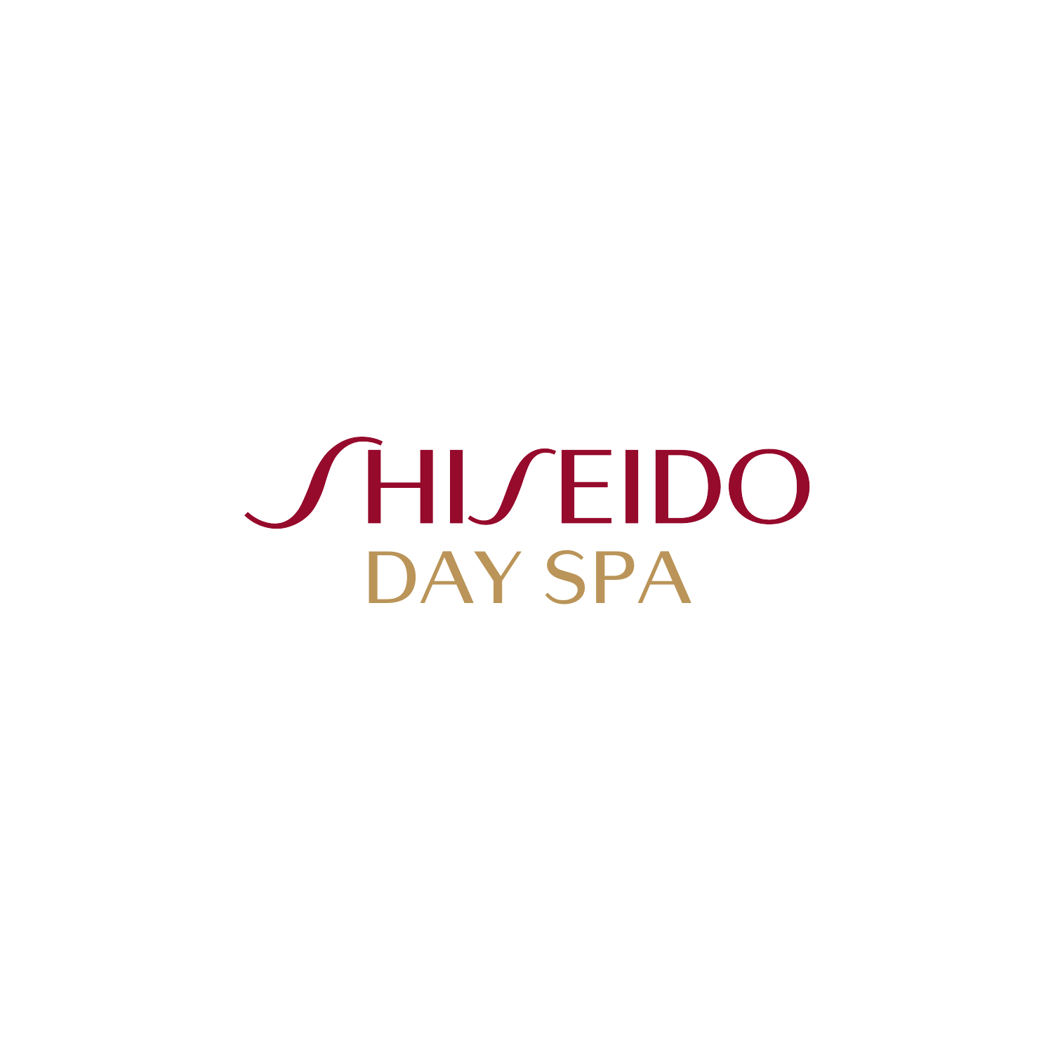# SHISEIDO

## DAY SPA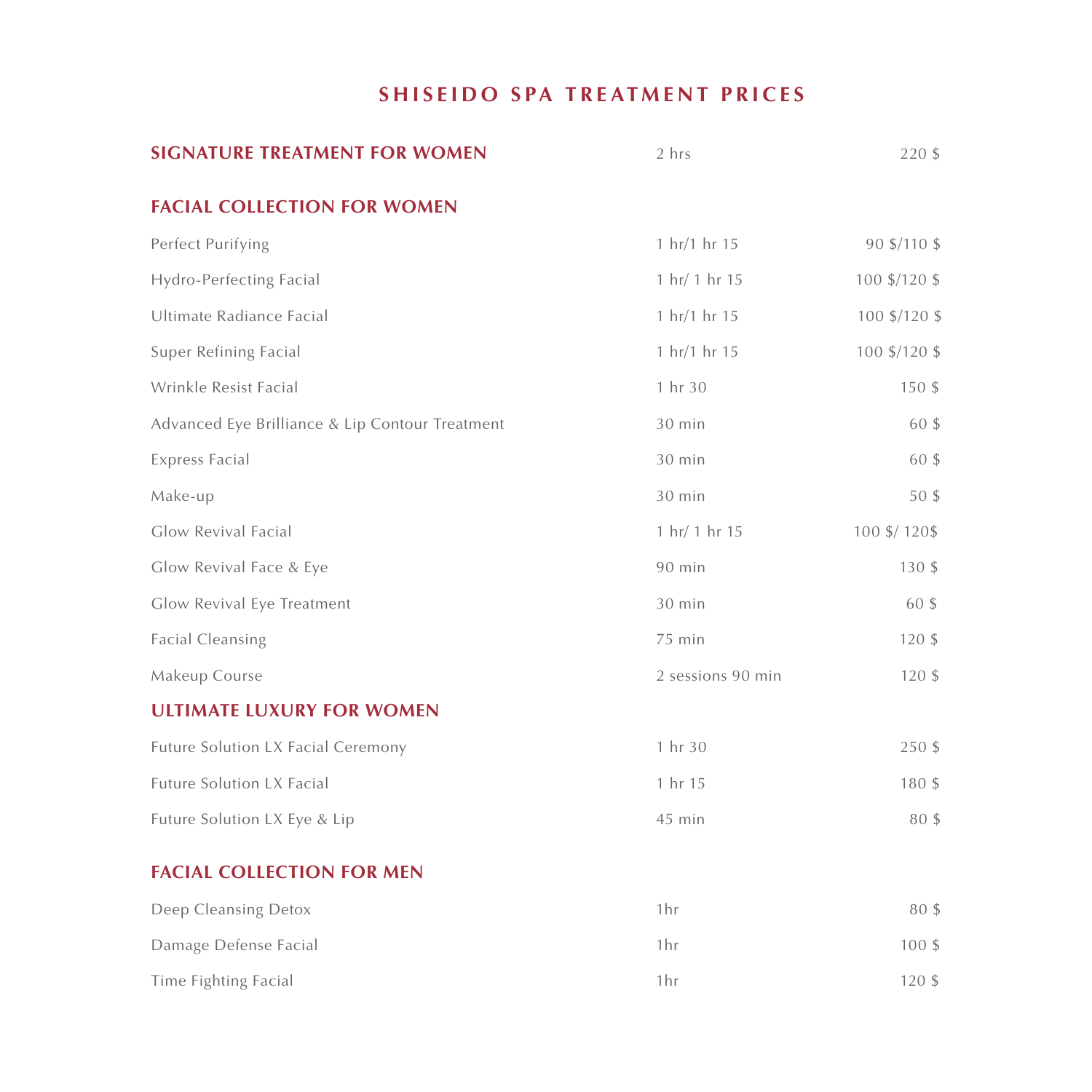# SHISEIDO SPA TREATMENT PRICES

| | | |
|---|---|---|
| **SIGNATURE TREATMENT FOR WOMEN** | 2 hrs | 220 $ |
| **FACIAL COLLECTION FOR WOMEN** | | |
| Perfect Purifying | 1 hr/1 hr 15 | 90 $/110 $ |
| Hydro-Perfecting Facial | 1 hr/ 1 hr 15 | 100 $/120 $ |
| Ultimate Radiance Facial | 1 hr/1 hr 15 | 100 $/120 $ |
| Super Refining Facial | 1 hr/1 hr 15 | 100 $/120 $ |
| Wrinkle Resist Facial | 1 hr 30 | 150 $ |
| Advanced Eye Brilliance & Lip Contour Treatment | 30 min | 60 $ |
| Express Facial | 30 min | 60 $ |
| Make-up | 30 min | 50 $ |
| Glow Revival Facial | 1 hr/ 1 hr 15 | 100 $/ 120$ |
| Glow Revival Face & Eye | 90 min | 130 $ |
| Glow Revival Eye Treatment | 30 min | 60 $ |
| Facial Cleansing | 75 min | 120 $ |
| Makeup Course | 2 sessions 90 min | 120 $ |
| **ULTIMATE LUXURY FOR WOMEN** | | |
| Future Solution LX Facial Ceremony | 1 hr 30 | 250 $ |
| Future Solution LX Facial | 1 hr 15 | 180 $ |
| Future Solution LX Eye & Lip | 45 min | 80 $ |
| **FACIAL COLLECTION FOR MEN** | | |
| Deep Cleansing Detox | 1hr | 80 $ |
| Damage Defense Facial | 1hr | 100 $ |
| Time Fighting Facial | 1hr | 120 $ |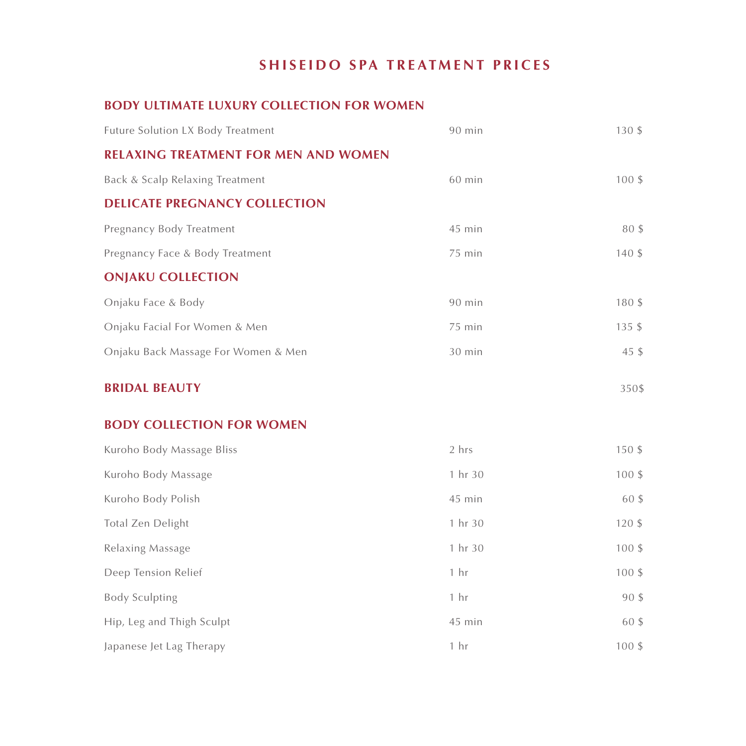# SHISEIDO SPA TREATMENT PRICES

## BODY ULTIMATE LUXURY COLLECTION FOR WOMEN

| | | |
|---|---|---|
| Future Solution LX Body Treatment | 90 min | 130 $ |

## RELAXING TREATMENT FOR MEN AND WOMEN

| | | |
|---|---|---|
| Back & Scalp Relaxing Treatment | 60 min | 100 $ |

## DELICATE PREGNANCY COLLECTION

| | | |
|---|---|---|
| Pregnancy Body Treatment | 45 min | 80 $ |
| Pregnancy Face & Body Treatment | 75 min | 140 $ |

## ONJAKU COLLECTION

| | | |
|---|---|---|
| Onjaku Face & Body | 90 min | 180 $ |
| Onjaku Facial For Women & Men | 75 min | 135 $ |
| Onjaku Back Massage For Women & Men | 30 min | 45 $ |

## BRIDAL BEAUTY

350$

## BODY COLLECTION FOR WOMEN

| | | |
|---|---|---|
| Kuroho Body Massage Bliss | 2 hrs | 150 $ |
| Kuroho Body Massage | 1 hr 30 | 100 $ |
| Kuroho Body Polish | 45 min | 60 $ |
| Total Zen Delight | 1 hr 30 | 120 $ |
| Relaxing Massage | 1 hr 30 | 100 $ |
| Deep Tension Relief | 1 hr | 100 $ |
| Body Sculpting | 1 hr | 90 $ |
| Hip, Leg and Thigh Sculpt | 45 min | 60 $ |
| Japanese Jet Lag Therapy | 1 hr | 100 $ |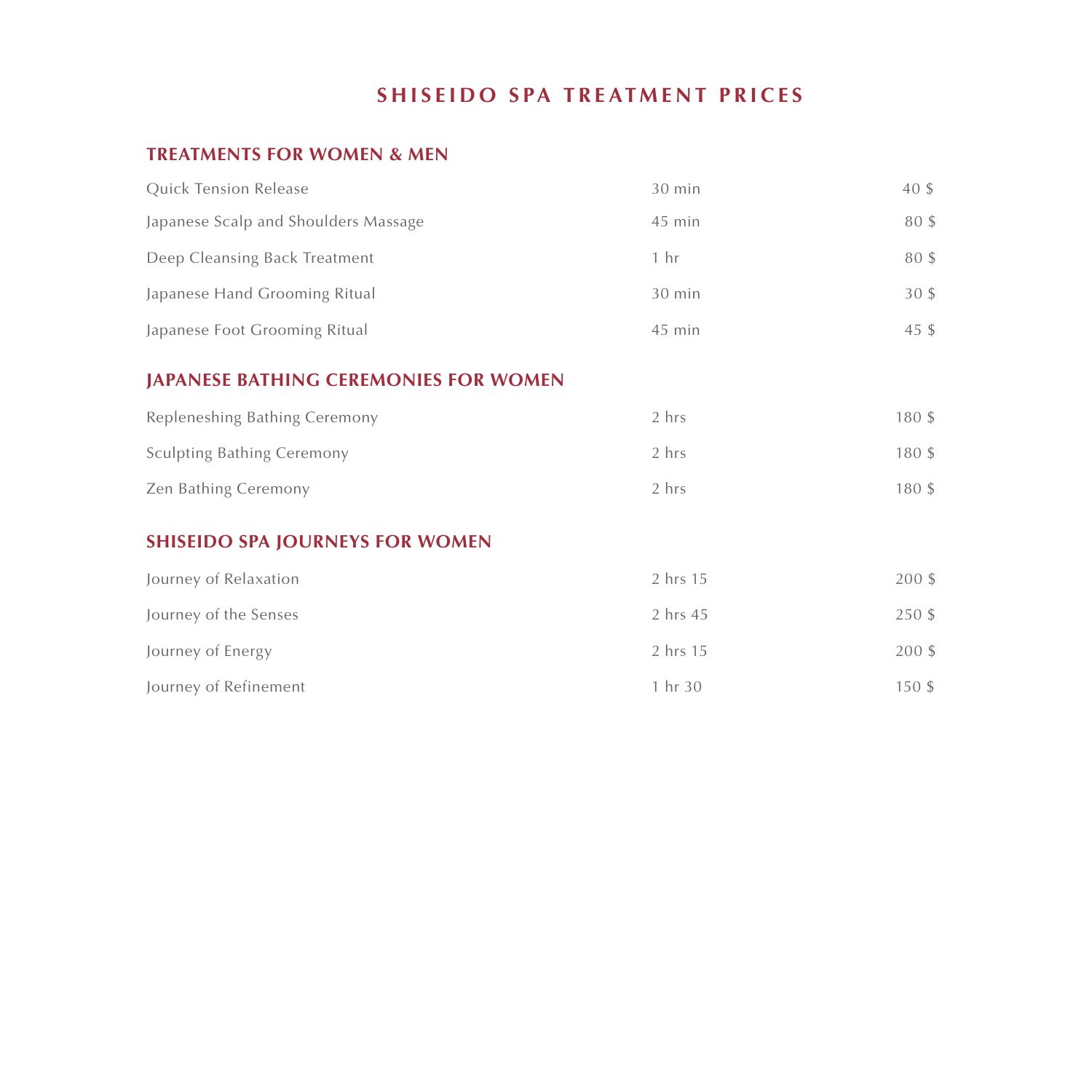# SHISEIDO SPA TREATMENT PRICES

## TREATMENTS FOR WOMEN & MEN

| | | |
|---|---|---|
| Quick Tension Release | 30 min | 40 $ |
| Japanese Scalp and Shoulders Massage | 45 min | 80 $ |
| Deep Cleansing Back Treatment | 1 hr | 80 $ |
| Japanese Hand Grooming Ritual | 30 min | 30 $ |
| Japanese Foot Grooming Ritual | 45 min | 45 $ |

## JAPANESE BATHING CEREMONIES FOR WOMEN

| | | |
|---|---|---|
| Repleneshing Bathing Ceremony | 2 hrs | 180 $ |
| Sculpting Bathing Ceremony | 2 hrs | 180 $ |
| Zen Bathing Ceremony | 2 hrs | 180 $ |

## SHISEIDO SPA JOURNEYS FOR WOMEN

| | | |
|---|---|---|
| Journey of Relaxation | 2 hrs 15 | 200 $ |
| Journey of the Senses | 2 hrs 45 | 250 $ |
| Journey of Energy | 2 hrs 15 | 200 $ |
| Journey of Refinement | 1 hr 30 | 150 $ |